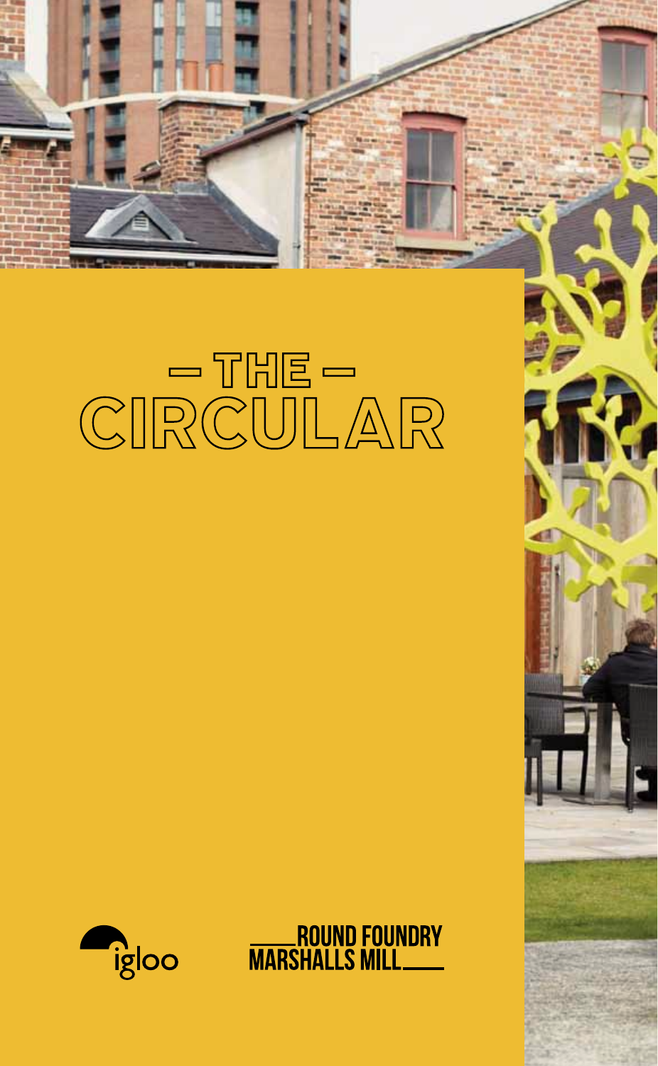# — THE — CIRCULAR

igloo

ROUND FOUNDRY MARSHALLS MILL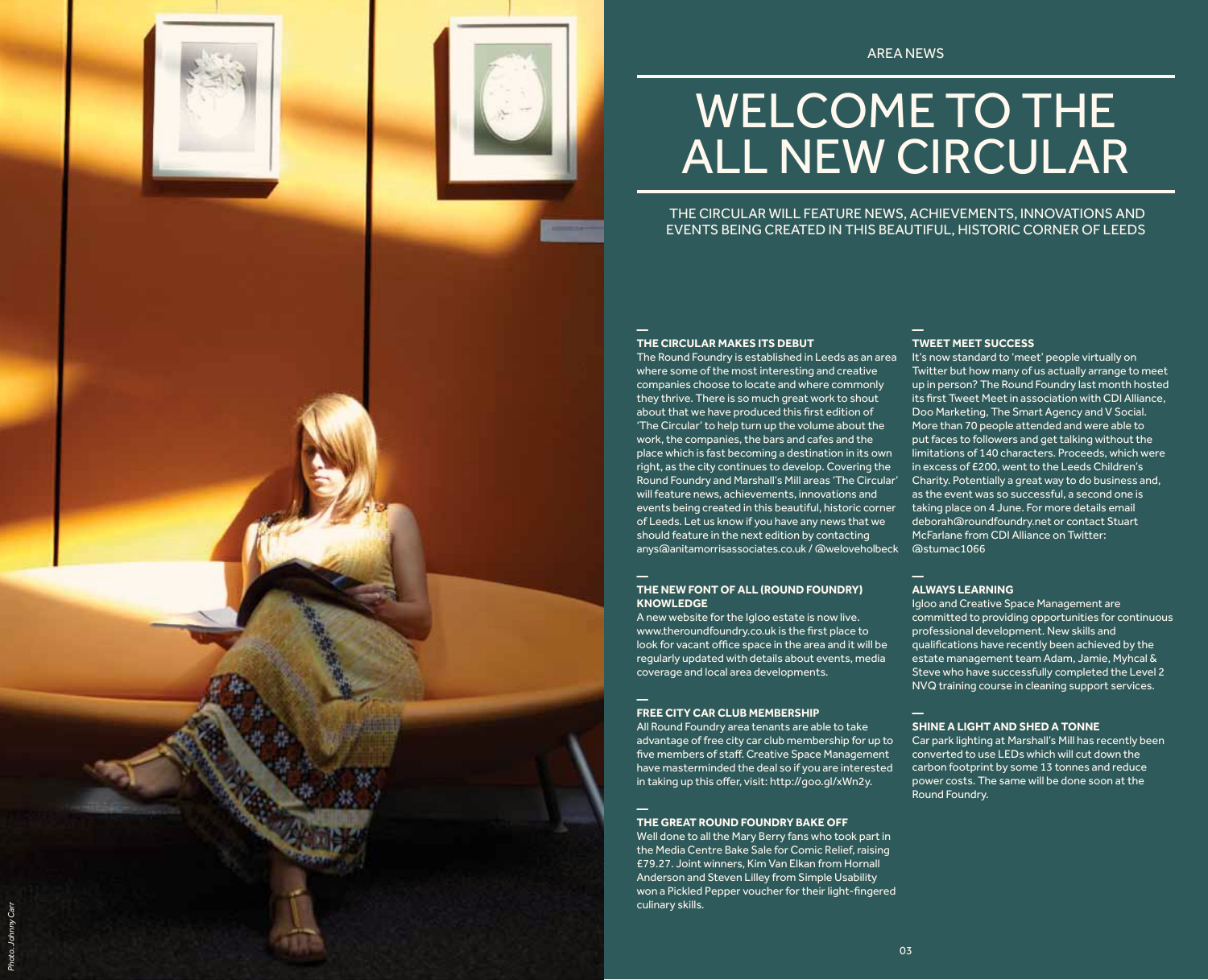AREA NEWS

# WELCOME TO THE ALL NEW CIRCULAR

THE CIRCULAR WILL FEATURE NEWS, ACHIEVEMENTS, INNOVATIONS AND EVENTS BEING CREATED IN THIS BEAUTIFUL, HISTORIC CORNER OF LEEDS

### THE CIRCULAR MAKES ITS DEBUT

The Round Foundry is established in Leeds as an area where some of the most interesting and creative companies choose to locate and where commonly they thrive. There is so much great work to shout about that we have produced this first edition of 'The Circular' to help turn up the volume about the work, the companies, the bars and cafes and the place which is fast becoming a destination in its own right, as the city continues to develop. Covering the Round Foundry and Marshall's Mill areas 'The Circular' will feature news, achievements, innovations and events being created in this beautiful, historic corner of Leeds. Let us know if you have any news that we should feature in the next edition by contacting anys@anitamorrisassociates.co.uk / @weloveholbeck

### THE NEW FONT OF ALL (ROUND FOUNDRY) KNOWLEDGE

A new website for the Igloo estate is now live. www.theroundfoundry.co.uk is the first place to look for vacant office space in the area and it will be regularly updated with details about events, media coverage and local area developments.

### FREE CITY CAR CLUB MEMBERSHIP

All Round Foundry area tenants are able to take advantage of free city car club membership for up to five members of staff. Creative Space Management have masterminded the deal so if you are interested in taking up this offer, visit: http://goo.gl/xWn2y.

### THE GREAT ROUND FOUNDRY BAKE OFF

Well done to all the Mary Berry fans who took part in the Media Centre Bake Sale for Comic Relief, raising £79.27. Joint winners, Kim Van Elkan from Hornall Anderson and Steven Lilley from Simple Usability won a Pickled Pepper voucher for their light-fingered culinary skills.

### TWEET MEET SUCCESS

It's now standard to 'meet' people virtually on Twitter but how many of us actually arrange to meet up in person? The Round Foundry last month hosted its first Tweet Meet in association with CDI Alliance, Doo Marketing, The Smart Agency and V Social. More than 70 people attended and were able to put faces to followers and get talking without the limitations of 140 characters. Proceeds, which were in excess of £200, went to the Leeds Children's Charity. Potentially a great way to do business and, as the event was so successful, a second one is taking place on 4 June. For more details email deborah@roundfoundry.net or contact Stuart McFarlane from CDI Alliance on Twitter: @stumac1066

### ALWAYS LEARNING

Igloo and Creative Space Management are committed to providing opportunities for continuous professional development. New skills and qualifications have recently been achieved by the estate management team Adam, Jamie, Myhcal & Steve who have successfully completed the Level 2 NVQ training course in cleaning support services.

### SHINE A LIGHT AND SHED A TONNE

Car park lighting at Marshall's Mill has recently been converted to use LEDs which will cut down the carbon footprint by some 13 tonnes and reduce power costs. The same will be done soon at the Round Foundry.

Photo: Johnny Carr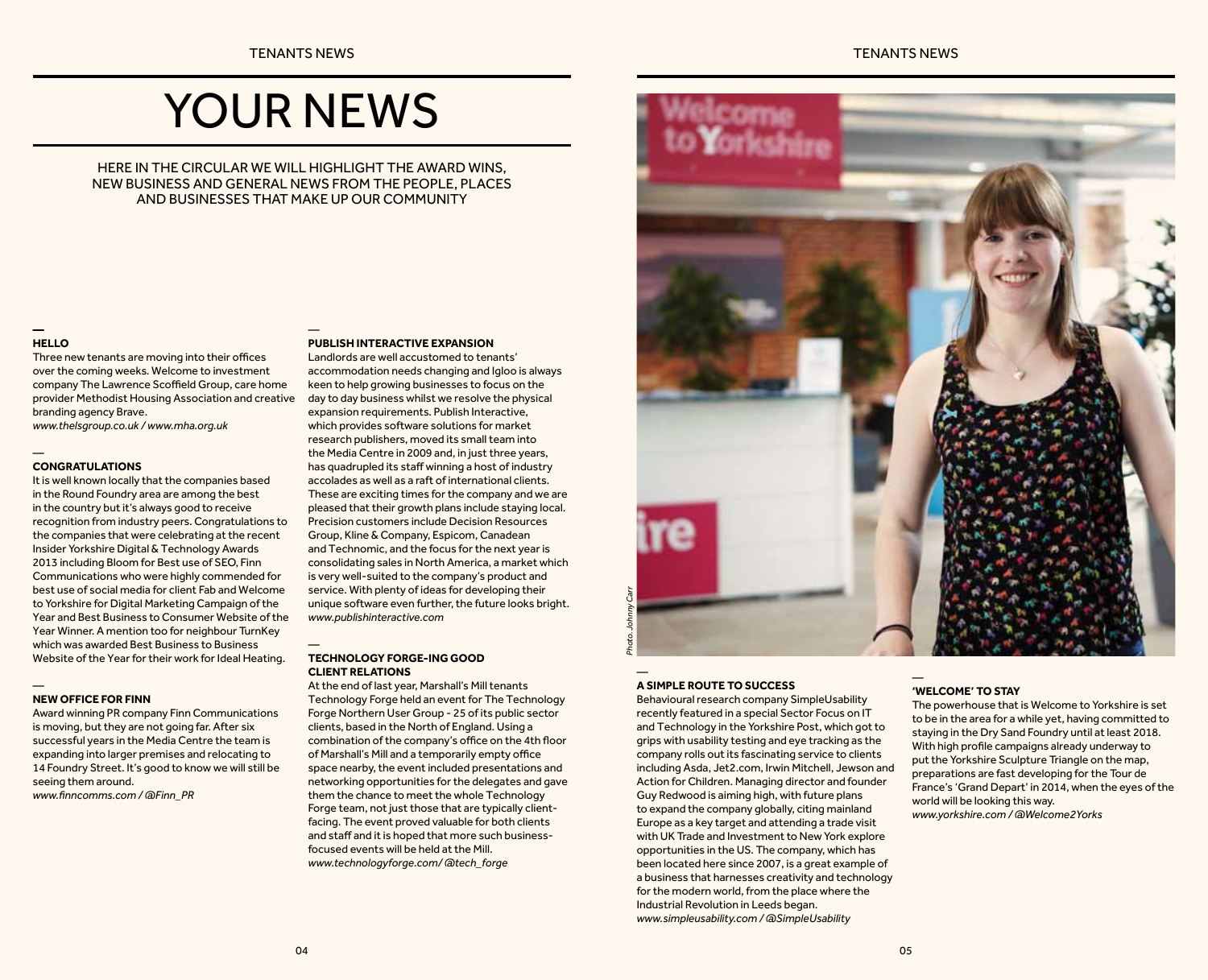# YOUR NEWS

HERE IN THE CIRCULAR WE WILL HIGHLIGHT THE AWARD WINS, NEW BUSINESS AND GENERAL NEWS FROM THE PEOPLE, PLACES AND BUSINESSES THAT MAKE UP OUR COMMUNITY

### HELLO

Three new tenants are moving into their offices over the coming weeks. Welcome to investment company The Lawrence Scoffield Group, care home provider Methodist Housing Association and creative branding agency Brave.

*www.thelsgroup.co.uk / www.mha.org.uk*

### CONGRATULATIONS

It is well known locally that the companies based in the Round Foundry area are among the best in the country but it's always good to receive recognition from industry peers. Congratulations to the companies that were celebrating at the recent Insider Yorkshire Digital & Technology Awards 2013 including Bloom for Best use of SEO, Finn Communications who were highly commended for best use of social media for client Fab and Welcome to Yorkshire for Digital Marketing Campaign of the Year and Best Business to Consumer Website of the Year Winner. A mention too for neighbour TurnKey which was awarded Best Business to Business Website of the Year for their work for Ideal Heating.

### NEW OFFICE FOR FINN

Award winning PR company Finn Communications is moving, but they are not going far. After six successful years in the Media Centre the team is expanding into larger premises and relocating to 14 Foundry Street. It's good to know we will still be seeing them around.

*www.finncomms.com / @Finn_PR*

### PUBLISH INTERACTIVE EXPANSION

Landlords are well accustomed to tenants' accommodation needs changing and Igloo is always keen to help growing businesses to focus on the day to day business whilst we resolve the physical expansion requirements. Publish Interactive, which provides software solutions for market research publishers, moved its small team into the Media Centre in 2009 and, in just three years, has quadrupled its staff winning a host of industry accolades as well as a raft of international clients. These are exciting times for the company and we are pleased that their growth plans include staying local. Precision customers include Decision Resources Group, Kline & Company, Espicom, Canadean and Technomic, and the focus for the next year is consolidating sales in North America, a market which is very well-suited to the company's product and service. With plenty of ideas for developing their unique software even further, the future looks bright.

*www.publishinteractive.com*

### TECHNOLOGY FORGE-ING GOOD CLIENT RELATIONS

At the end of last year, Marshall's Mill tenants Technology Forge held an event for The Technology Forge Northern User Group - 25 of its public sector clients, based in the North of England. Using a combination of the company's office on the 4th floor of Marshall's Mill and a temporarily empty office space nearby, the event included presentations and networking opportunities for the delegates and gave them the chance to meet the whole Technology Forge team, not just those that are typically client-facing. The event proved valuable for both clients and staff and it is hoped that more such business-focused events will be held at the Mill.

*www.technologyforge.com/ @tech_forge*

*Photo. Johnny Carr*

### A SIMPLE ROUTE TO SUCCESS

Behavioural research company SimpleUsability recently featured in a special Sector Focus on IT and Technology in the Yorkshire Post, which got to grips with usability testing and eye tracking as the company rolls out its fascinating service to clients including Asda, Jet2.com, Irwin Mitchell, Jewson and Action for Children. Managing director and founder Guy Redwood is aiming high, with future plans to expand the company globally, citing mainland Europe as a key target and attending a trade visit with UK Trade and Investment to New York explore opportunities in the US. The company, which has been located here since 2007, is a great example of a business that harnesses creativity and technology for the modern world, from the place where the Industrial Revolution in Leeds began.

*www.simpleusability.com / @SimpleUsability*

### 'WELCOME' TO STAY

The powerhouse that is Welcome to Yorkshire is set to be in the area for a while yet, having committed to staying in the Dry Sand Foundry until at least 2018. With high profile campaigns already underway to put the Yorkshire Sculpture Triangle on the map, preparations are fast developing for the Tour de France's 'Grand Depart' in 2014, when the eyes of the world will be looking this way.

*www.yorkshire.com / @Welcome2Yorks*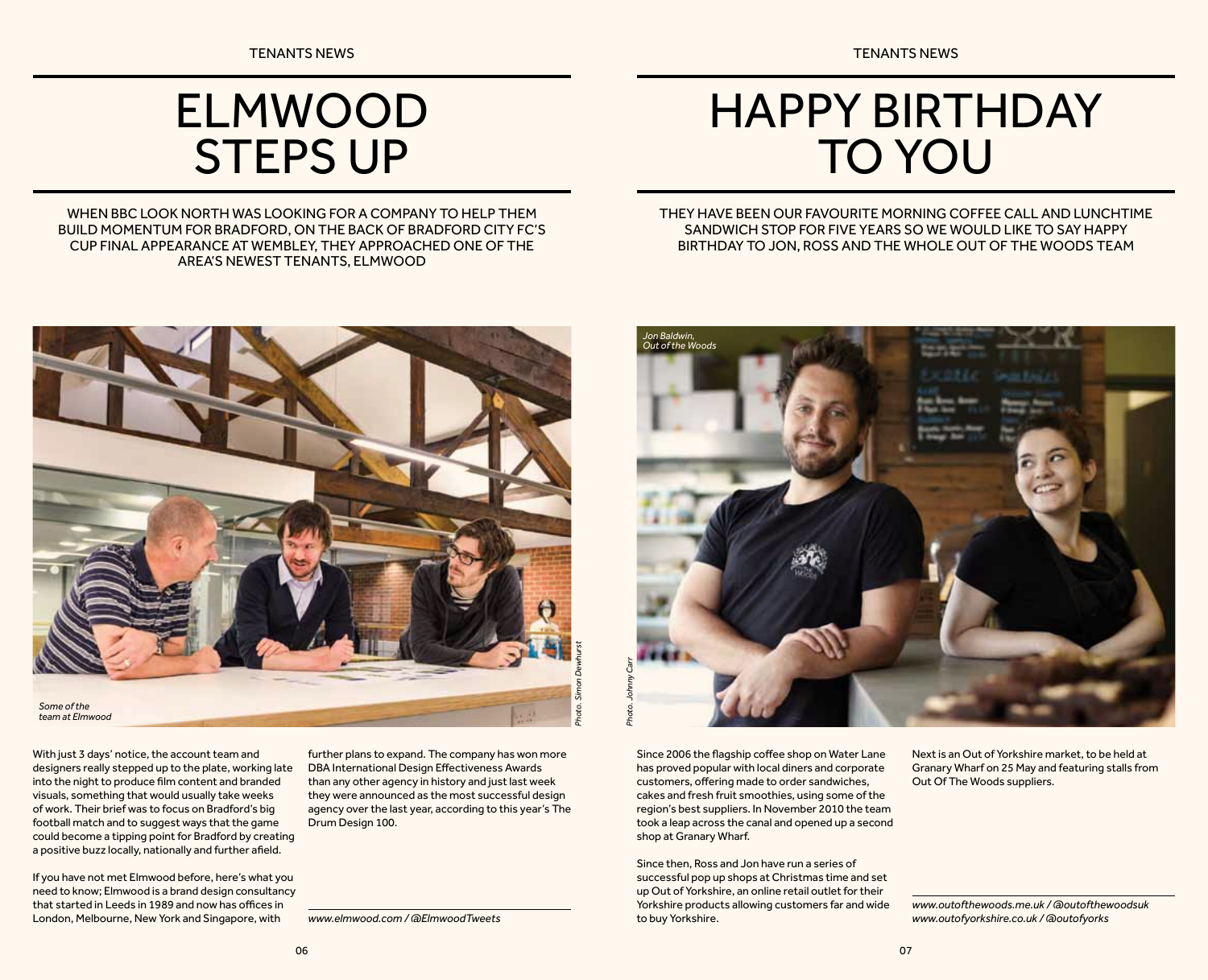# ELMWOOD STEPS UP

WHEN BBC LOOK NORTH WAS LOOKING FOR A COMPANY TO HELP THEM BUILD MOMENTUM FOR BRADFORD, ON THE BACK OF BRADFORD CITY FC'S CUP FINAL APPEARANCE AT WEMBLEY, THEY APPROACHED ONE OF THE AREA'S NEWEST TENANTS, ELMWOOD

*Some of the team at Elmwood*

*Photo: Simon Dewhurst*

With just 3 days' notice, the account team and designers really stepped up to the plate, working late into the night to produce film content and branded visuals, something that would usually take weeks of work. Their brief was to focus on Bradford's big football match and to suggest ways that the game could become a tipping point for Bradford by creating a positive buzz locally, nationally and further afield.

If you have not met Elmwood before, here's what you need to know; Elmwood is a brand design consultancy that started in Leeds in 1989 and now has offices in London, Melbourne, New York and Singapore, with further plans to expand. The company has won more DBA International Design Effectiveness Awards than any other agency in history and just last week they were announced as the most successful design agency over the last year, according to this year's The Drum Design 100.

*www.elmwood.com / @ElmwoodTweets*

# HAPPY BIRTHDAY TO YOU

THEY HAVE BEEN OUR FAVOURITE MORNING COFFEE CALL AND LUNCHTIME SANDWICH STOP FOR FIVE YEARS SO WE WOULD LIKE TO SAY HAPPY BIRTHDAY TO JON, ROSS AND THE WHOLE OUT OF THE WOODS TEAM

*Jon Baldwin, Out of the Woods*

*Photo: Johnny Carr*

Since 2006 the flagship coffee shop on Water Lane has proved popular with local diners and corporate customers, offering made to order sandwiches, cakes and fresh fruit smoothies, using some of the region's best suppliers. In November 2010 the team took a leap across the canal and opened up a second shop at Granary Wharf.

Since then, Ross and Jon have run a series of successful pop up shops at Christmas time and set up Out of Yorkshire, an online retail outlet for their Yorkshire products allowing customers far and wide to buy Yorkshire.

Next is an Out of Yorkshire market, to be held at Granary Wharf on 25 May and featuring stalls from Out Of The Woods suppliers.

*www.outofthewoods.me.uk / @outofthewoodsuk*
*www.outofyorkshire.co.uk / @outofyorks*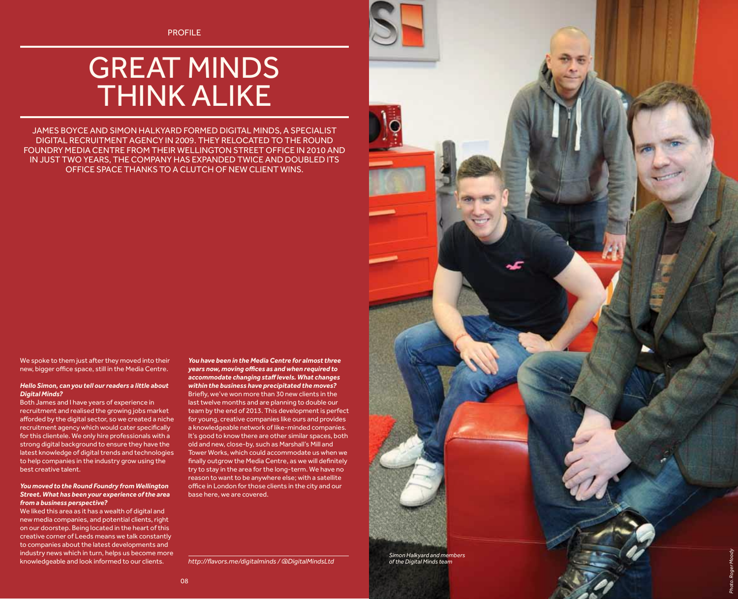PROFILE

# GREAT MINDS THINK ALIKE

JAMES BOYCE AND SIMON HALKYARD FORMED DIGITAL MINDS, A SPECIALIST DIGITAL RECRUITMENT AGENCY IN 2009. THEY RELOCATED TO THE ROUND FOUNDRY MEDIA CENTRE FROM THEIR WELLINGTON STREET OFFICE IN 2010 AND IN JUST TWO YEARS, THE COMPANY HAS EXPANDED TWICE AND DOUBLED ITS OFFICE SPACE THANKS TO A CLUTCH OF NEW CLIENT WINS.

We spoke to them just after they moved into their new, bigger office space, still in the Media Centre.

***Hello Simon, can you tell our readers a little about Digital Minds?***

Both James and I have years of experience in recruitment and realised the growing jobs market afforded by the digital sector, so we created a niche recruitment agency which would cater specifically for this clientele. We only hire professionals with a strong digital background to ensure they have the latest knowledge of digital trends and technologies to help companies in the industry grow using the best creative talent.

***You moved to the Round Foundry from Wellington Street. What has been your experience of the area from a business perspective?***

We liked this area as it has a wealth of digital and new media companies, and potential clients, right on our doorstep. Being located in the heart of this creative corner of Leeds means we talk constantly to companies about the latest developments and industry news which in turn, helps us become more knowledgeable and look informed to our clients.

***You have been in the Media Centre for almost three years now, moving offices as and when required to accommodate changing staff levels. What changes within the business have precipitated the moves?***

Briefly, we've won more than 30 new clients in the last twelve months and are planning to double our team by the end of 2013. This development is perfect for young, creative companies like ours and provides a knowledgeable network of like-minded companies. It's good to know there are other similar spaces, both old and new, close-by, such as Marshall's Mill and Tower Works, which could accommodate us when we finally outgrow the Media Centre, as we will definitely try to stay in the area for the long-term. We have no reason to want to be anywhere else; with a satellite office in London for those clients in the city and our base here, we are covered.

*http://flavors.me/digitalminds / @DigitalMindsLtd*

*Simon Halkyard and members of the Digital Minds team*

*Photo: Roger Moody*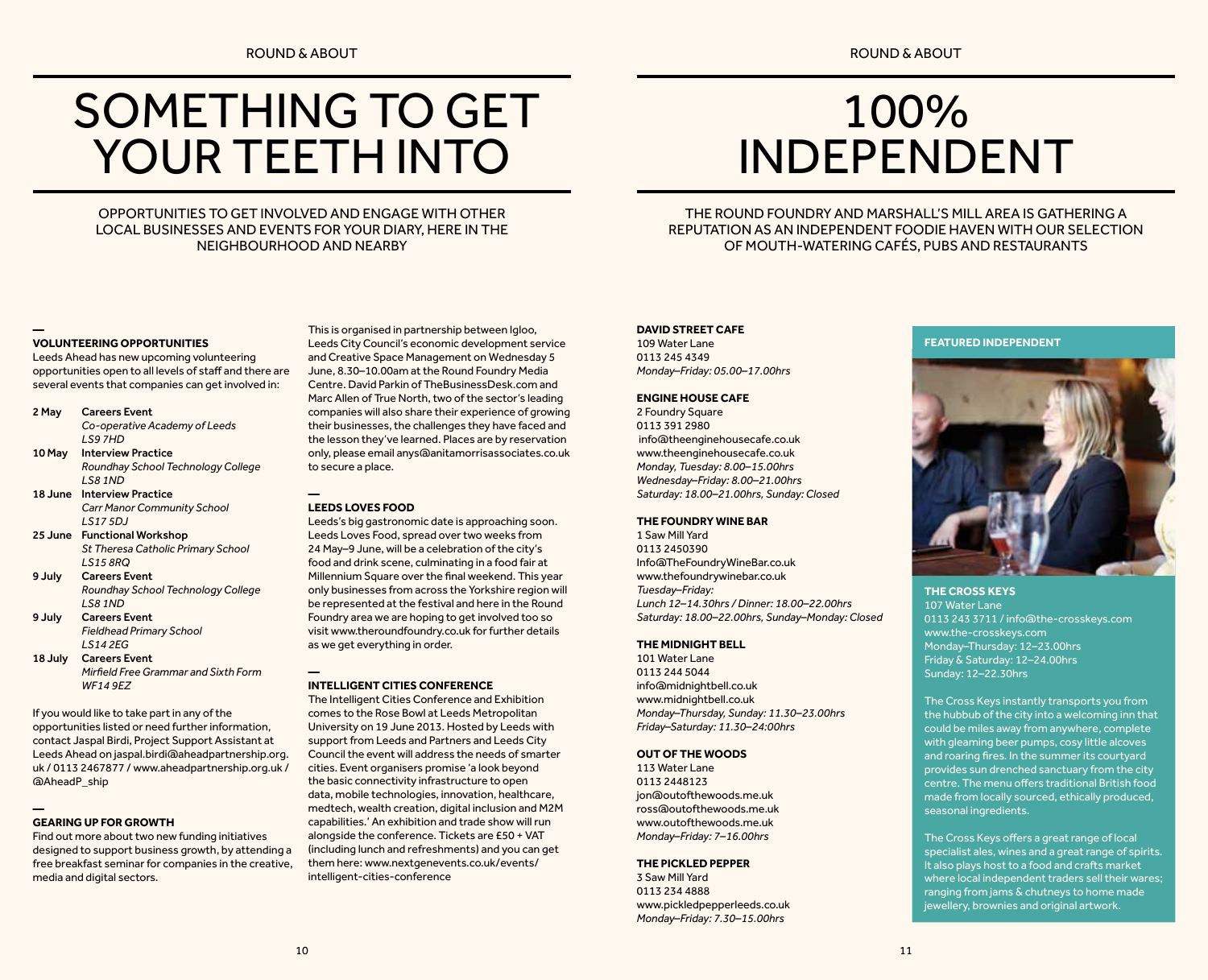# SOMETHING TO GET YOUR TEETH INTO

OPPORTUNITIES TO GET INVOLVED AND ENGAGE WITH OTHER LOCAL BUSINESSES AND EVENTS FOR YOUR DIARY, HERE IN THE NEIGHBOURHOOD AND NEARBY

—

**VOLUNTEERING OPPORTUNITIES**

Leeds Ahead has new upcoming volunteering opportunities open to all levels of staff and there are several events that companies can get involved in:

| | |
|---|---|
| 2 May | **Careers Event**<br>*Co-operative Academy of Leeds*<br>*LS9 7HD* |
| 10 May | **Interview Practice**<br>*Roundhay School Technology College*<br>*LS8 1ND* |
| 18 June | **Interview Practice**<br>*Carr Manor Community School*<br>*LS17 5DJ* |
| 25 June | **Functional Workshop**<br>*St Theresa Catholic Primary School*<br>*LS15 8RQ* |
| 9 July | **Careers Event**<br>*Roundhay School Technology College*<br>*LS8 1ND* |
| 9 July | **Careers Event**<br>*Fieldhead Primary School*<br>*LS14 2EG* |
| 18 July | **Careers Event**<br>*Mirfield Free Grammar and Sixth Form*<br>*WF14 9EZ* |

If you would like to take part in any of the opportunities listed or need further information, contact Jaspal Birdi, Project Support Assistant at Leeds Ahead on jaspal.birdi@aheadpartnership.org.uk / 0113 2467877 / www.aheadpartnership.org.uk / @AheadP_ship

—

**GEARING UP FOR GROWTH**

Find out more about two new funding initiatives designed to support business growth, by attending a free breakfast seminar for companies in the creative, media and digital sectors.

This is organised in partnership between Igloo, Leeds City Council's economic development service and Creative Space Management on Wednesday 5 June, 8.30–10.00am at the Round Foundry Media Centre. David Parkin of TheBusinessDesk.com and Marc Allen of True North, two of the sector's leading companies will also share their experience of growing their businesses, the challenges they have faced and the lesson they've learned. Places are by reservation only, please email anys@anitamorrisassociates.co.uk to secure a place.

—

**LEEDS LOVES FOOD**

Leeds's big gastronomic date is approaching soon. Leeds Loves Food, spread over two weeks from 24 May–9 June, will be a celebration of the city's food and drink scene, culminating in a food fair at Millennium Square over the final weekend. This year only businesses from across the Yorkshire region will be represented at the festival and here in the Round Foundry area we are hoping to get involved too so visit www.theroundfoundry.co.uk for further details as we get everything in order.

—

**INTELLIGENT CITIES CONFERENCE**

The Intelligent Cities Conference and Exhibition comes to the Rose Bowl at Leeds Metropolitan University on 19 June 2013. Hosted by Leeds with support from Leeds and Partners and Leeds City Council the event will address the needs of smarter cities. Event organisers promise 'a look beyond the basic connectivity infrastructure to open data, mobile technologies, innovation, healthcare, medtech, wealth creation, digital inclusion and M2M capabilities.' An exhibition and trade show will run alongside the conference. Tickets are £50 + VAT (including lunch and refreshments) and you can get them here: www.nextgenevents.co.uk/events/intelligent-cities-conference

# 100% INDEPENDENT

THE ROUND FOUNDRY AND MARSHALL'S MILL AREA IS GATHERING A REPUTATION AS AN INDEPENDENT FOODIE HAVEN WITH OUR SELECTION OF MOUTH-WATERING CAFÉS, PUBS AND RESTAURANTS

**DAVID STREET CAFE**
109 Water Lane
0113 245 4349
*Monday–Friday: 05.00–17.00hrs*

**ENGINE HOUSE CAFE**
2 Foundry Square
0113 391 2980
info@theenginehousecafe.co.uk
www.theenginehousecafe.co.uk
*Monday, Tuesday: 8.00–15.00hrs*
*Wednesday–Friday: 8.00–21.00hrs*
*Saturday: 18.00–21.00hrs, Sunday: Closed*

**THE FOUNDRY WINE BAR**
1 Saw Mill Yard
0113 2450390
Info@TheFoundryWineBar.co.uk
www.thefoundrywinebar.co.uk
*Tuesday–Friday:*
*Lunch 12–14.30hrs / Dinner: 18.00–22.00hrs*
*Saturday: 18.00–22.00hrs, Sunday–Monday: Closed*

**THE MIDNIGHT BELL**
101 Water Lane
0113 244 5044
info@midnightbell.co.uk
www.midnightbell.co.uk
*Monday–Thursday, Sunday: 11.30–23.00hrs*
*Friday–Saturday: 11.30–24:00hrs*

**OUT OF THE WOODS**
113 Water Lane
0113 2448123
jon@outofthewoods.me.uk
ross@outofthewoods.me.uk
www.outofthewoods.me.uk
*Monday–Friday: 7–16.00hrs*

**THE PICKLED PEPPER**
3 Saw Mill Yard
0113 234 4888
www.pickledpepperleeds.co.uk
*Monday–Friday: 7.30–15.00hrs*

**FEATURED INDEPENDENT**

**THE CROSS KEYS**
107 Water Lane
0113 243 3711 / info@the-crosskeys.com
www.the-crosskeys.com
Monday–Thursday: 12–23.00hrs
Friday & Saturday: 12–24.00hrs
Sunday: 12–22.30hrs

The Cross Keys instantly transports you from the hubbub of the city into a welcoming inn that could be miles away from anywhere, complete with gleaming beer pumps, cosy little alcoves and roaring fires. In the summer its courtyard provides sun drenched sanctuary from the city centre. The menu offers traditional British food made from locally sourced, ethically produced, seasonal ingredients.

The Cross Keys offers a great range of local specialist ales, wines and a great range of spirits. It also plays host to a food and crafts market where local independent traders sell their wares; ranging from jams & chutneys to home made jewellery, brownies and original artwork.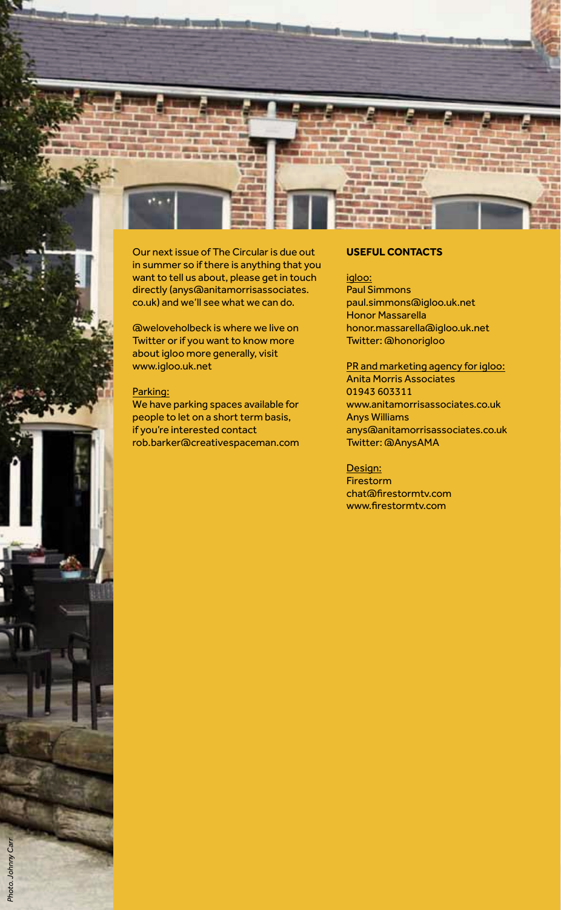Our next issue of The Circular is due out in summer so if there is anything that you want to tell us about, please get in touch directly (anys@anitamorrisassociates.co.uk) and we'll see what we can do.

@weloveholbeck is where we live on Twitter or if you want to know more about igloo more generally, visit www.igloo.uk.net

Parking:
We have parking spaces available for people to let on a short term basis, if you're interested contact rob.barker@creativespaceman.com

**USEFUL CONTACTS**

igloo:
Paul Simmons
paul.simmons@igloo.uk.net
Honor Massarella
honor.massarella@igloo.uk.net
Twitter: @honorigloo

PR and marketing agency for igloo:
Anita Morris Associates
01943 603311
www.anitamorrisassociates.co.uk
Anys Williams
anys@anitamorrisassociates.co.uk
Twitter: @AnysAMA

Design:
Firestorm
chat@firestormtv.com
www.firestormtv.com

*Photo. Johnny Carr*